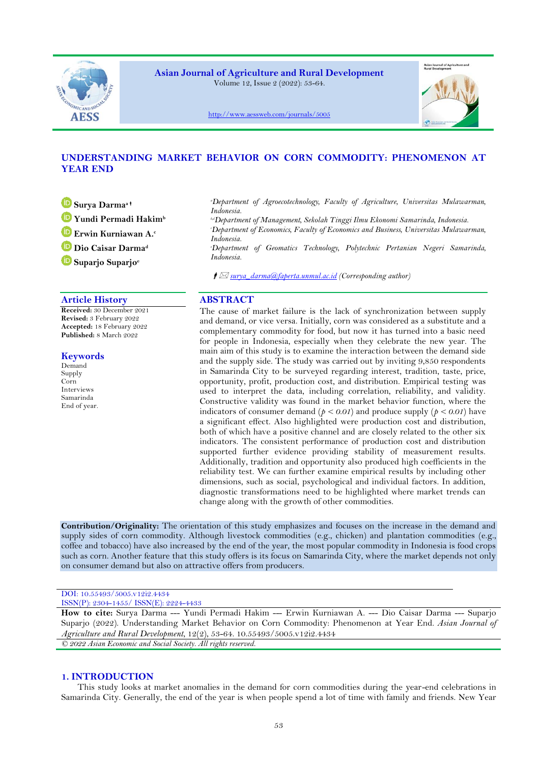# UNDERSTANDING MARKET BEHAVIOR ON CORN COMMODITY: PHENOMENON AT YEAR END

**Surya Darma**[a] †
**Yundi Permadi Hakim**[b]
**Erwin Kurniawan A.**[c]
**Dio Caisar Darma**[d]
**Suparjo Suparjo**[e]

[a]*Department of Agroecotechnology, Faculty of Agriculture, Universitas Mulawarman, Indonesia.*
[b,d]*Department of Management, Sekolah Tinggi Ilmu Ekonomi Samarinda, Indonesia.*
[c]*Department of Economics, Faculty of Economics and Business, Universitas Mulawarman, Indonesia.*
[e]*Department of Geomatics Technology, Polytechnic Pertanian Negeri Samarinda, Indonesia.*

† ✉ surya_darma@faperta.unmul.ac.id *(Corresponding author)*

## Article History

**Received:** 30 December 2021
**Revised:** 3 February 2022
**Accepted:** 18 February 2022
**Published:** 8 March 2022

## Keywords

Demand
Supply
Corn
Interviews
Samarinda
End of year.

## ABSTRACT

The cause of market failure is the lack of synchronization between supply and demand, or vice versa. Initially, corn was considered as a substitute and a complementary commodity for food, but now it has turned into a basic need for people in Indonesia, especially when they celebrate the new year. The main aim of this study is to examine the interaction between the demand side and the supply side. The study was carried out by inviting 9,850 respondents in Samarinda City to be surveyed regarding interest, tradition, taste, price, opportunity, profit, production cost, and distribution. Empirical testing was used to interpret the data, including correlation, reliability, and validity. Constructive validity was found in the market behavior function, where the indicators of consumer demand ($p < 0.01$) and produce supply ($p < 0.01$) have a significant effect. Also highlighted were production cost and distribution, both of which have a positive channel and are closely related to the other six indicators. The consistent performance of production cost and distribution supported further evidence providing stability of measurement results. Additionally, tradition and opportunity also produced high coefficients in the reliability test. We can further examine empirical results by including other dimensions, such as social, psychological and individual factors. In addition, diagnostic transformations need to be highlighted where market trends can change along with the growth of other commodities.

**Contribution/Originality:** The orientation of this study emphasizes and focuses on the increase in the demand and supply sides of corn commodity. Although livestock commodities (e.g., chicken) and plantation commodities (e.g., coffee and tobacco) have also increased by the end of the year, the most popular commodity in Indonesia is food crops such as corn. Another feature that this study offers is its focus on Samarinda City, where the market depends not only on consumer demand but also on attractive offers from producers.

DOI: 10.55493/5005.v12i2.4434
ISSN(P): 2304-1455/ ISSN(E): 2224-4433

**How to cite:** Surya Darma --- Yundi Permadi Hakim --- Erwin Kurniawan A. --- Dio Caisar Darma --- Suparjo Suparjo (2022). Understanding Market Behavior on Corn Commodity: Phenomenon at Year End. *Asian Journal of Agriculture and Rural Development*, 12(2), 53-64. 10.55493/5005.v12i2.4434

*© 2022 Asian Economic and Social Society. All rights reserved.*

## 1. INTRODUCTION

This study looks at market anomalies in the demand for corn commodities during the year-end celebrations in Samarinda City. Generally, the end of the year is when people spend a lot of time with family and friends. New Year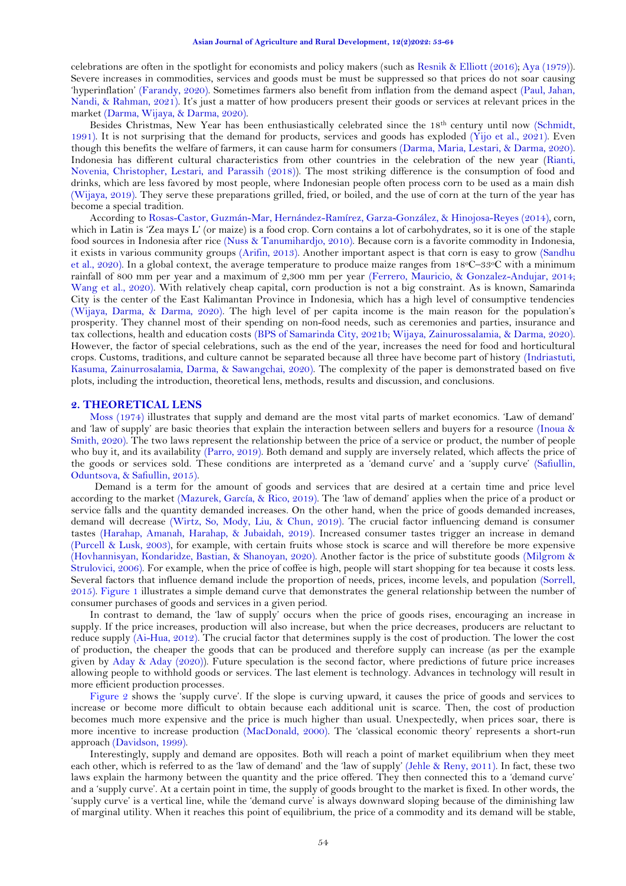celebrations are often in the spotlight for economists and policy makers (such as Resnik & Elliott (2016); Aya (1979)). Severe increases in commodities, services and goods must be must be suppressed so that prices do not soar causing 'hyperinflation' (Farandy, 2020). Sometimes farmers also benefit from inflation from the demand aspect (Paul, Jahan, Nandi, & Rahman, 2021). It's just a matter of how producers present their goods or services at relevant prices in the market (Darma, Wijaya, & Darma, 2020).

Besides Christmas, New Year has been enthusiastically celebrated since the 18th century until now (Schmidt, 1991). It is not surprising that the demand for products, services and goods has exploded (Yijo et al., 2021). Even though this benefits the welfare of farmers, it can cause harm for consumers (Darma, Maria, Lestari, & Darma, 2020). Indonesia has different cultural characteristics from other countries in the celebration of the new year (Rianti, Novenia, Christopher, Lestari, and Parassih (2018)). The most striking difference is the consumption of food and drinks, which are less favored by most people, where Indonesian people often process corn to be used as a main dish (Wijaya, 2019). They serve these preparations grilled, fried, or boiled, and the use of corn at the turn of the year has become a special tradition.

According to Rosas-Castor, Guzmán-Mar, Hernández-Ramírez, Garza-González, & Hinojosa-Reyes (2014), corn, which in Latin is 'Zea mays L' (or maize) is a food crop. Corn contains a lot of carbohydrates, so it is one of the staple food sources in Indonesia after rice (Nuss & Tanumihardjo, 2010). Because corn is a favorite commodity in Indonesia, it exists in various community groups (Arifin, 2013). Another important aspect is that corn is easy to grow (Sandhu et al., 2020). In a global context, the average temperature to produce maize ranges from 18ºC–33ºC with a minimum rainfall of 800 mm per year and a maximum of 2,300 mm per year (Ferrero, Mauricio, & Gonzalez-Andujar, 2014; Wang et al., 2020). With relatively cheap capital, corn production is not a big constraint. As is known, Samarinda City is the center of the East Kalimantan Province in Indonesia, which has a high level of consumptive tendencies (Wijaya, Darma, & Darma, 2020). The high level of per capita income is the main reason for the population's prosperity. They channel most of their spending on non-food needs, such as ceremonies and parties, insurance and tax collections, health and education costs (BPS of Samarinda City, 2021b; Wijaya, Zainurossalamia, & Darma, 2020). However, the factor of special celebrations, such as the end of the year, increases the need for food and horticultural crops. Customs, traditions, and culture cannot be separated because all three have become part of history (Indriastuti, Kasuma, Zainurrosalamia, Darma, & Sawangchai, 2020). The complexity of the paper is demonstrated based on five plots, including the introduction, theoretical lens, methods, results and discussion, and conclusions.

## 2. THEORETICAL LENS

Moss (1974) illustrates that supply and demand are the most vital parts of market economics. 'Law of demand' and 'law of supply' are basic theories that explain the interaction between sellers and buyers for a resource (Inoua & Smith, 2020). The two laws represent the relationship between the price of a service or product, the number of people who buy it, and its availability (Parro, 2019). Both demand and supply are inversely related, which affects the price of the goods or services sold. These conditions are interpreted as a 'demand curve' and a 'supply curve' (Safiullin, Oduntsova, & Safiullin, 2015).

Demand is a term for the amount of goods and services that are desired at a certain time and price level according to the market (Mazurek, García, & Rico, 2019). The 'law of demand' applies when the price of a product or service falls and the quantity demanded increases. On the other hand, when the price of goods demanded increases, demand will decrease (Wirtz, So, Mody, Liu, & Chun, 2019). The crucial factor influencing demand is consumer tastes (Harahap, Amanah, Harahap, & Jubaidah, 2019). Increased consumer tastes trigger an increase in demand (Purcell & Lusk, 2003), for example, with certain fruits whose stock is scarce and will therefore be more expensive (Hovhannisyan, Kondaridze, Bastian, & Shanoyan, 2020). Another factor is the price of substitute goods (Milgrom & Strulovici, 2006). For example, when the price of coffee is high, people will start shopping for tea because it costs less. Several factors that influence demand include the proportion of needs, prices, income levels, and population (Sorrell, 2015). Figure 1 illustrates a simple demand curve that demonstrates the general relationship between the number of consumer purchases of goods and services in a given period.

In contrast to demand, the 'law of supply' occurs when the price of goods rises, encouraging an increase in supply. If the price increases, production will also increase, but when the price decreases, producers are reluctant to reduce supply (Ai-Hua, 2012). The crucial factor that determines supply is the cost of production. The lower the cost of production, the cheaper the goods that can be produced and therefore supply can increase (as per the example given by Aday & Aday (2020)). Future speculation is the second factor, where predictions of future price increases allowing people to withhold goods or services. The last element is technology. Advances in technology will result in more efficient production processes.

Figure 2 shows the 'supply curve'. If the slope is curving upward, it causes the price of goods and services to increase or become more difficult to obtain because each additional unit is scarce. Then, the cost of production becomes much more expensive and the price is much higher than usual. Unexpectedly, when prices soar, there is more incentive to increase production (MacDonald, 2000). The 'classical economic theory' represents a short-run approach (Davidson, 1999).

Interestingly, supply and demand are opposites. Both will reach a point of market equilibrium when they meet each other, which is referred to as the 'law of demand' and the 'law of supply' (Jehle & Reny, 2011). In fact, these two laws explain the harmony between the quantity and the price offered. They then connected this to a 'demand curve' and a 'supply curve'. At a certain point in time, the supply of goods brought to the market is fixed. In other words, the 'supply curve' is a vertical line, while the 'demand curve' is always downward sloping because of the diminishing law of marginal utility. When it reaches this point of equilibrium, the price of a commodity and its demand will be stable,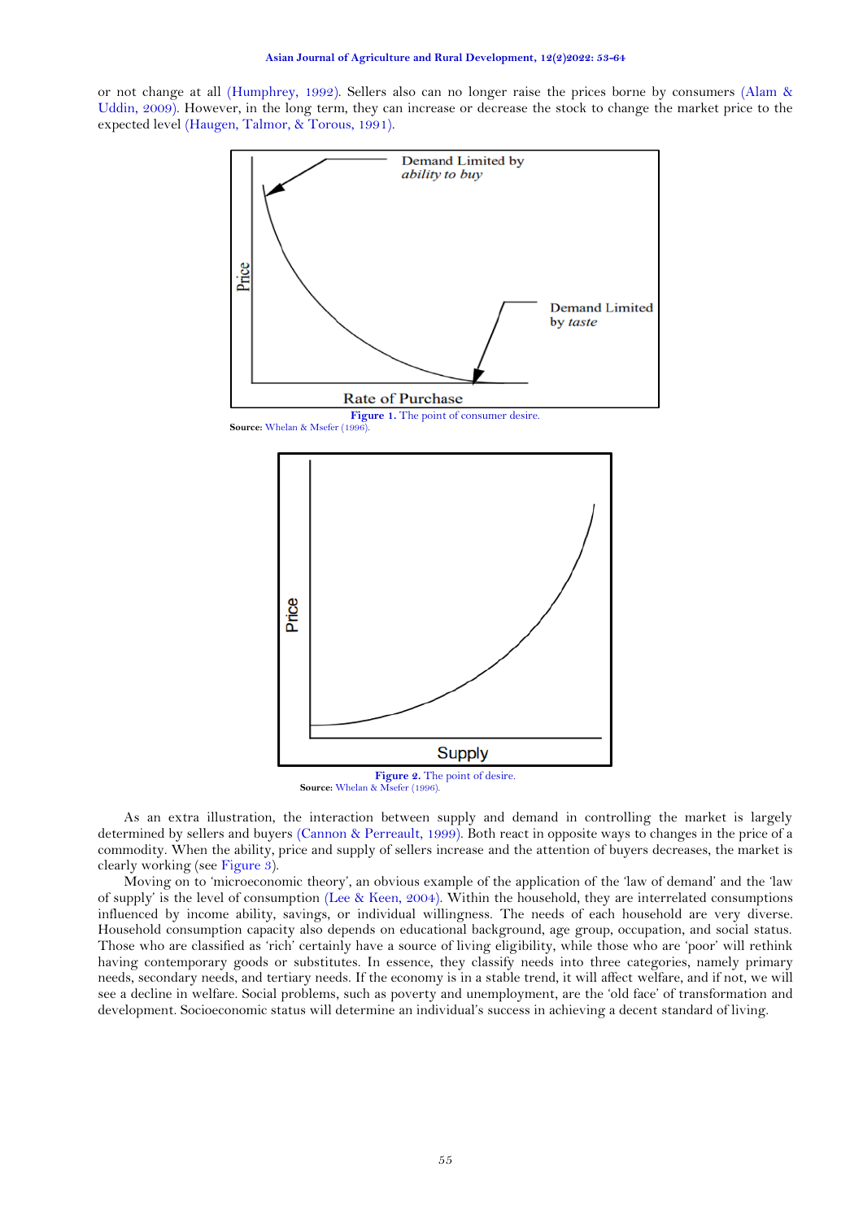or not change at all (Humphrey, 1992). Sellers also can no longer raise the prices borne by consumers (Alam & Uddin, 2009). However, in the long term, they can increase or decrease the stock to change the market price to the expected level (Haugen, Talmor, & Torous, 1991).

**Figure 1.** The point of consumer desire.
**Source:** Whelan & Msefer (1996).

**Figure 2.** The point of desire.
**Source:** Whelan & Msefer (1996).

As an extra illustration, the interaction between supply and demand in controlling the market is largely determined by sellers and buyers (Cannon & Perreault, 1999). Both react in opposite ways to changes in the price of a commodity. When the ability, price and supply of sellers increase and the attention of buyers decreases, the market is clearly working (see Figure 3).

Moving on to 'microeconomic theory', an obvious example of the application of the 'law of demand' and the 'law of supply' is the level of consumption (Lee & Keen, 2004). Within the household, they are interrelated consumptions influenced by income ability, savings, or individual willingness. The needs of each household are very diverse. Household consumption capacity also depends on educational background, age group, occupation, and social status. Those who are classified as 'rich' certainly have a source of living eligibility, while those who are 'poor' will rethink having contemporary goods or substitutes. In essence, they classify needs into three categories, namely primary needs, secondary needs, and tertiary needs. If the economy is in a stable trend, it will affect welfare, and if not, we will see a decline in welfare. Social problems, such as poverty and unemployment, are the 'old face' of transformation and development. Socioeconomic status will determine an individual's success in achieving a decent standard of living.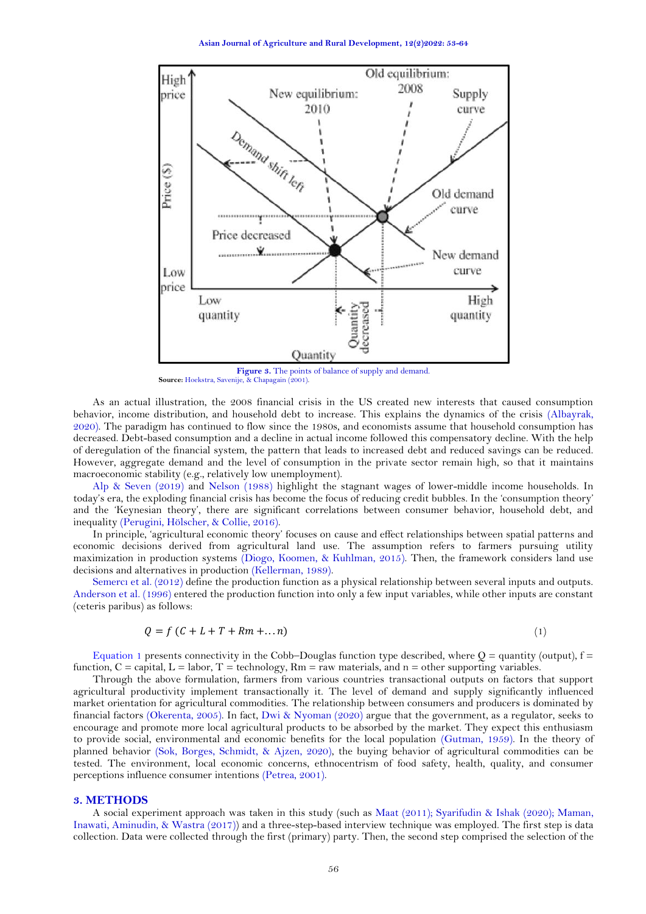**Figure 3.** The points of balance of supply and demand.
**Source:** Hoekstra, Savenije, & Chapagain (2001).

As an actual illustration, the 2008 financial crisis in the US created new interests that caused consumption behavior, income distribution, and household debt to increase. This explains the dynamics of the crisis (Albayrak, 2020). The paradigm has continued to flow since the 1980s, and economists assume that household consumption has decreased. Debt-based consumption and a decline in actual income followed this compensatory decline. With the help of deregulation of the financial system, the pattern that leads to increased debt and reduced savings can be reduced. However, aggregate demand and the level of consumption in the private sector remain high, so that it maintains macroeconomic stability (e.g., relatively low unemployment).

Alp & Seven (2019) and Nelson (1988) highlight the stagnant wages of lower-middle income households. In today's era, the exploding financial crisis has become the focus of reducing credit bubbles. In the 'consumption theory' and the 'Keynesian theory', there are significant correlations between consumer behavior, household debt, and inequality (Perugini, Hölscher, & Collie, 2016).

In principle, 'agricultural economic theory' focuses on cause and effect relationships between spatial patterns and economic decisions derived from agricultural land use. The assumption refers to farmers pursuing utility maximization in production systems (Diogo, Koomen, & Kuhlman, 2015). Then, the framework considers land use decisions and alternatives in production (Kellerman, 1989).

Semercı et al. (2012) define the production function as a physical relationship between several inputs and outputs. Anderson et al. (1996) entered the production function into only a few input variables, while other inputs are constant (ceteris paribus) as follows:

$$Q = f\ (C + L + T + Rm + \ldots n) \qquad (1)$$

Equation 1 presents connectivity in the Cobb–Douglas function type described, where Q = quantity (output), f = function, C = capital, L = labor, T = technology, Rm = raw materials, and n = other supporting variables.

Through the above formulation, farmers from various countries transactional outputs on factors that support agricultural productivity implement transactionally it. The level of demand and supply significantly influenced market orientation for agricultural commodities. The relationship between consumers and producers is dominated by financial factors (Okerenta, 2005). In fact, Dwi & Nyoman (2020) argue that the government, as a regulator, seeks to encourage and promote more local agricultural products to be absorbed by the market. They expect this enthusiasm to provide social, environmental and economic benefits for the local population (Gutman, 1959). In the theory of planned behavior (Sok, Borges, Schmidt, & Ajzen, 2020), the buying behavior of agricultural commodities can be tested. The environment, local economic concerns, ethnocentrism of food safety, health, quality, and consumer perceptions influence consumer intentions (Petrea, 2001).

## 3. METHODS

A social experiment approach was taken in this study (such as Maat (2011); Syarifudin & Ishak (2020); Maman, Inawati, Aminudin, & Wastra (2017)) and a three-step-based interview technique was employed. The first step is data collection. Data were collected through the first (primary) party. Then, the second step comprised the selection of the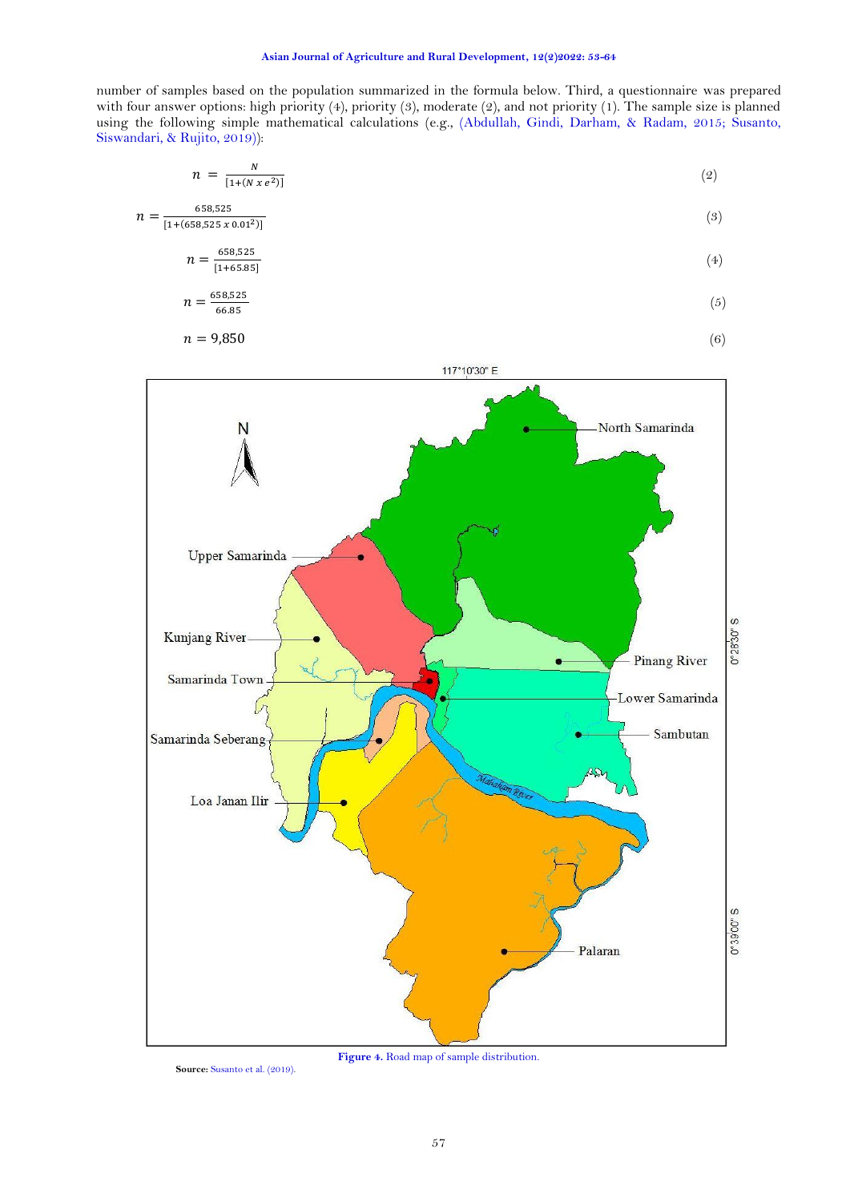number of samples based on the population summarized in the formula below. Third, a questionnaire was prepared with four answer options: high priority (4), priority (3), moderate (2), and not priority (1). The sample size is planned using the following simple mathematical calculations (e.g., (Abdullah, Gindi, Darham, & Radam, 2015; Susanto, Siswandari, & Rujito, 2019)):

$$n = \frac{N}{[1+(N \; x \; e^2)]} \tag{2}$$

$$n = \frac{658{,}525}{[1+(658{,}525 \; x \; 0.01^2)]} \tag{3}$$

$$n = \frac{658{,}525}{[1+65.85]} \tag{4}$$

$$n = \frac{658{,}525}{66.85} \tag{5}$$

$$n = 9{,}850 \tag{6}$$

**Figure 4.** Road map of sample distribution.

**Source:** Susanto et al. (2019).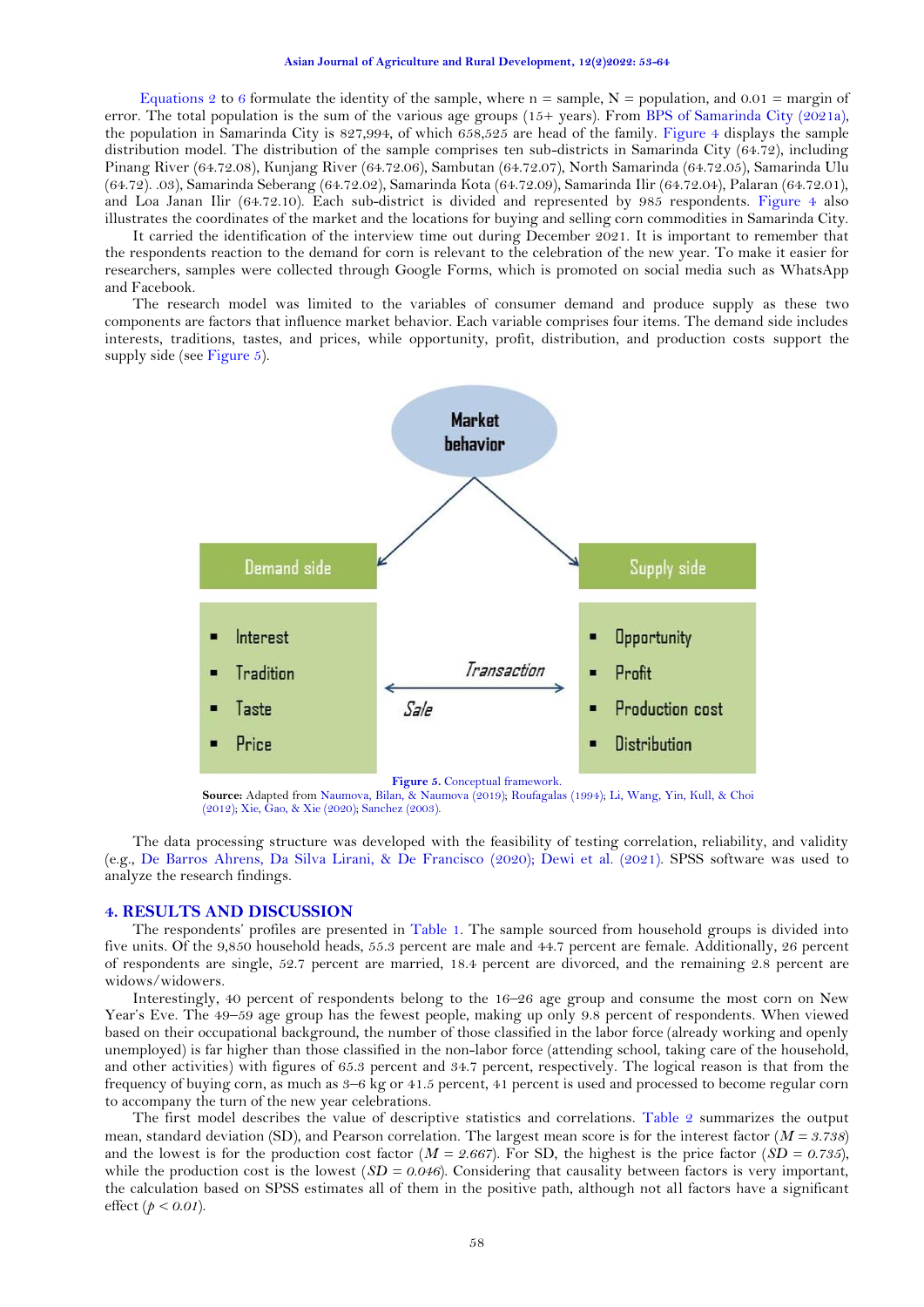Equations 2 to 6 formulate the identity of the sample, where n = sample, N = population, and 0.01 = margin of error. The total population is the sum of the various age groups (15+ years). From BPS of Samarinda City (2021a), the population in Samarinda City is 827,994, of which 658,525 are head of the family. Figure 4 displays the sample distribution model. The distribution of the sample comprises ten sub-districts in Samarinda City (64.72), including Pinang River (64.72.08), Kunjang River (64.72.06), Sambutan (64.72.07), North Samarinda (64.72.05), Samarinda Ulu (64.72). .03), Samarinda Seberang (64.72.02), Samarinda Kota (64.72.09), Samarinda Ilir (64.72.04), Palaran (64.72.01), and Loa Janan Ilir (64.72.10). Each sub-district is divided and represented by 985 respondents. Figure 4 also illustrates the coordinates of the market and the locations for buying and selling corn commodities in Samarinda City.

It carried the identification of the interview time out during December 2021. It is important to remember that the respondents reaction to the demand for corn is relevant to the celebration of the new year. To make it easier for researchers, samples were collected through Google Forms, which is promoted on social media such as WhatsApp and Facebook.

The research model was limited to the variables of consumer demand and produce supply as these two components are factors that influence market behavior. Each variable comprises four items. The demand side includes interests, traditions, tastes, and prices, while opportunity, profit, distribution, and production costs support the supply side (see Figure 5).

Market behavior

Demand side
- Interest
- Tradition
- Taste
- Price

Transaction

Sale

Supply side
- Opportunity
- Profit
- Production cost
- Distribution

**Figure 5.** Conceptual framework.

**Source:** Adapted from Naumova, Bilan, & Naumova (2019); Roufagalas (1994); Li, Wang, Yin, Kull, & Choi (2012); Xie, Gao, & Xie (2020); Sanchez (2003).

The data processing structure was developed with the feasibility of testing correlation, reliability, and validity (e.g., De Barros Ahrens, Da Silva Lirani, & De Francisco (2020); Dewi et al. (2021). SPSS software was used to analyze the research findings.

## 4. RESULTS AND DISCUSSION

The respondents' profiles are presented in Table 1. The sample sourced from household groups is divided into five units. Of the 9,850 household heads, 55.3 percent are male and 44.7 percent are female. Additionally, 26 percent of respondents are single, 52.7 percent are married, 18.4 percent are divorced, and the remaining 2.8 percent are widows/widowers.

Interestingly, 40 percent of respondents belong to the 16–26 age group and consume the most corn on New Year's Eve. The 49–59 age group has the fewest people, making up only 9.8 percent of respondents. When viewed based on their occupational background, the number of those classified in the labor force (already working and openly unemployed) is far higher than those classified in the non-labor force (attending school, taking care of the household, and other activities) with figures of 65.3 percent and 34.7 percent, respectively. The logical reason is that from the frequency of buying corn, as much as 3–6 kg or 41.5 percent, 41 percent is used and processed to become regular corn to accompany the turn of the new year celebrations.

The first model describes the value of descriptive statistics and correlations. Table 2 summarizes the output mean, standard deviation (SD), and Pearson correlation. The largest mean score is for the interest factor ($M = 3.738$) and the lowest is for the production cost factor ($M = 2.667$). For SD, the highest is the price factor ($SD = 0.735$), while the production cost is the lowest ($SD = 0.046$). Considering that causality between factors is very important, the calculation based on SPSS estimates all of them in the positive path, although not all factors have a significant effect ($p < 0.01$).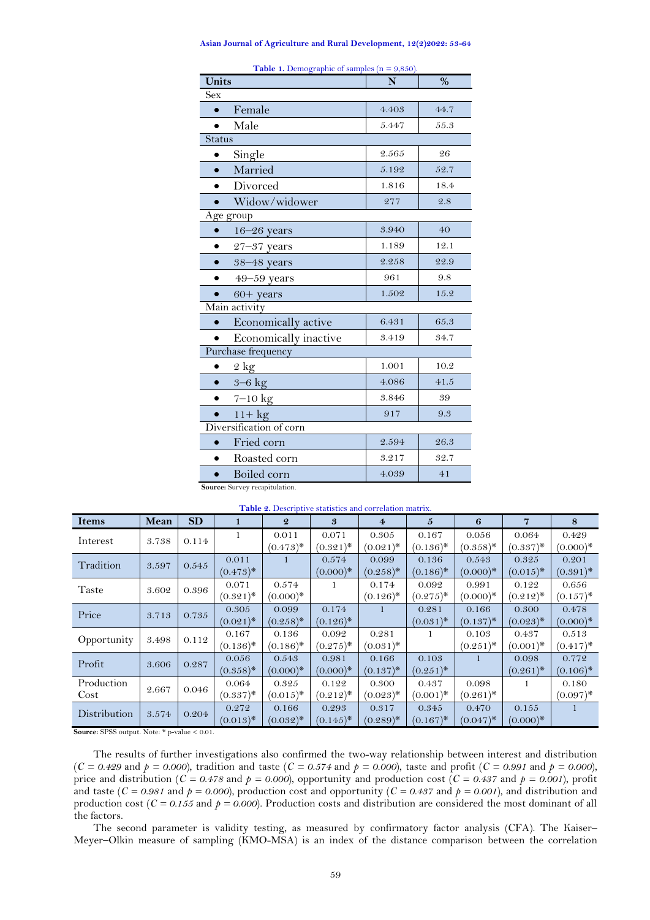**Table 1.** Demographic of samples (n = 9,850).

| Units | N | % |
|---|---|---|
| Sex | | |
| • Female | 4.403 | 44.7 |
| • Male | 5.447 | 55.3 |
| Status | | |
| • Single | 2.565 | 26 |
| • Married | 5.192 | 52.7 |
| • Divorced | 1.816 | 18.4 |
| • Widow/widower | 277 | 2.8 |
| Age group | | |
| • 16–26 years | 3.940 | 40 |
| • 27–37 years | 1.189 | 12.1 |
| • 38–48 years | 2.258 | 22.9 |
| • 49–59 years | 961 | 9.8 |
| • 60+ years | 1.502 | 15.2 |
| Main activity | | |
| • Economically active | 6.431 | 65.3 |
| • Economically inactive | 3.419 | 34.7 |
| Purchase frequency | | |
| • 2 kg | 1.001 | 10.2 |
| • 3–6 kg | 4.086 | 41.5 |
| • 7–10 kg | 3.846 | 39 |
| • 11+ kg | 917 | 9.3 |
| Diversification of corn | | |
| • Fried corn | 2.594 | 26.3 |
| • Roasted corn | 3.217 | 32.7 |
| • Boiled corn | 4.039 | 41 |

**Source:** Survey recapitulation.

**Table 2.** Descriptive statistics and correlation matrix.

| Items | Mean | SD | 1 | 2 | 3 | 4 | 5 | 6 | 7 | 8 |
|---|---|---|---|---|---|---|---|---|---|---|
| Interest | 3.738 | 0.114 | 1 | 0.011 (0.473)* | 0.071 (0.321)* | 0.305 (0.021)* | 0.167 (0.136)* | 0.056 (0.358)* | 0.064 (0.337)* | 0.429 (0.000)* |
| Tradition | 3.597 | 0.545 | 0.011 (0.473)* | 1 | 0.574 (0.000)* | 0.099 (0.258)* | 0.136 (0.186)* | 0.543 (0.000)* | 0.325 (0.015)* | 0.201 (0.391)* |
| Taste | 3.602 | 0.396 | 0.071 (0.321)* | 0.574 (0.000)* | 1 | 0.174 (0.126)* | 0.092 (0.275)* | 0.991 (0.000)* | 0.122 (0.212)* | 0.656 (0.157)* |
| Price | 3.713 | 0.735 | 0.305 (0.021)* | 0.099 (0.258)* | 0.174 (0.126)* | 1 | 0.281 (0.031)* | 0.166 (0.137)* | 0.300 (0.023)* | 0.478 (0.000)* |
| Opportunity | 3.498 | 0.112 | 0.167 (0.136)* | 0.136 (0.186)* | 0.092 (0.275)* | 0.281 (0.031)* | 1 | 0.103 (0.251)* | 0.437 (0.001)* | 0.513 (0.417)* |
| Profit | 3.606 | 0.287 | 0.056 (0.358)* | 0.543 (0.000)* | 0.981 (0.000)* | 0.166 (0.137)* | 0.103 (0.251)* | 1 | 0.098 (0.261)* | 0.772 (0.106)* |
| Production Cost | 2.667 | 0.046 | 0.064 (0.337)* | 0.325 (0.015)* | 0.122 (0.212)* | 0.300 (0.023)* | 0.437 (0.001)* | 0.098 (0.261)* | 1 | 0.180 (0.097)* |
| Distribution | 3.574 | 0.204 | 0.272 (0.013)* | 0.166 (0.032)* | 0.293 (0.145)* | 0.317 (0.289)* | 0.345 (0.167)* | 0.470 (0.047)* | 0.155 (0.000)* | 1 |

**Source:** SPSS output. Note: * p-value < 0.01.

The results of further investigations also confirmed the two-way relationship between interest and distribution ($C = 0.429$ and $p = 0.000$), tradition and taste ($C = 0.574$ and $p = 0.000$), taste and profit ($C = 0.991$ and $p = 0.000$), price and distribution ($C = 0.478$ and $p = 0.000$), opportunity and production cost ($C = 0.437$ and $p = 0.001$), profit and taste ($C = 0.981$ and $p = 0.000$), production cost and opportunity ($C = 0.437$ and $p = 0.001$), and distribution and production cost ($C = 0.155$ and $p = 0.000$). Production costs and distribution are considered the most dominant of all the factors.

The second parameter is validity testing, as measured by confirmatory factor analysis (CFA). The Kaiser–Meyer–Olkin measure of sampling (KMO-MSA) is an index of the distance comparison between the correlation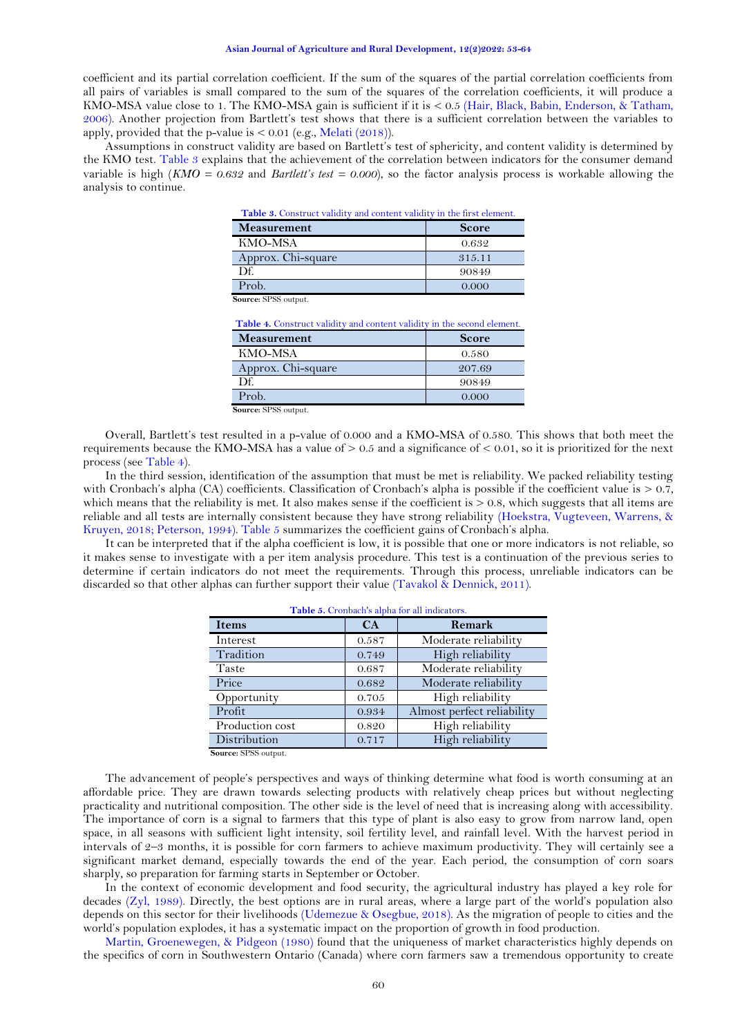coefficient and its partial correlation coefficient. If the sum of the squares of the partial correlation coefficients from all pairs of variables is small compared to the sum of the squares of the correlation coefficients, it will produce a KMO-MSA value close to 1. The KMO-MSA gain is sufficient if it is < 0.5 (Hair, Black, Babin, Enderson, & Tatham, 2006). Another projection from Bartlett's test shows that there is a sufficient correlation between the variables to apply, provided that the p-value is < 0.01 (e.g., Melati (2018)).

Assumptions in construct validity are based on Bartlett's test of sphericity, and content validity is determined by the KMO test. Table 3 explains that the achievement of the correlation between indicators for the consumer demand variable is high (*KMO = 0.632* and *Bartlett's test = 0.000*), so the factor analysis process is workable allowing the analysis to continue.

**Table 3.** Construct validity and content validity in the first element.

| Measurement | Score |
|---|---|
| KMO-MSA | 0.632 |
| Approx. Chi-square | 315.11 |
| Df. | 90849 |
| Prob. | 0.000 |

**Source:** SPSS output.

**Table 4.** Construct validity and content validity in the second element.

| Measurement | Score |
|---|---|
| KMO-MSA | 0.580 |
| Approx. Chi-square | 207.69 |
| Df. | 90849 |
| Prob. | 0.000 |

**Source:** SPSS output.

Overall, Bartlett's test resulted in a p-value of 0.000 and a KMO-MSA of 0.580. This shows that both meet the requirements because the KMO-MSA has a value of > 0.5 and a significance of < 0.01, so it is prioritized for the next process (see Table 4).

In the third session, identification of the assumption that must be met is reliability. We packed reliability testing with Cronbach's alpha (CA) coefficients. Classification of Cronbach's alpha is possible if the coefficient value is > 0.7, which means that the reliability is met. It also makes sense if the coefficient is > 0.8, which suggests that all items are reliable and all tests are internally consistent because they have strong reliability (Hoekstra, Vugteveen, Warrens, & Kruyen, 2018; Peterson, 1994). Table 5 summarizes the coefficient gains of Cronbach's alpha.

It can be interpreted that if the alpha coefficient is low, it is possible that one or more indicators is not reliable, so it makes sense to investigate with a per item analysis procedure. This test is a continuation of the previous series to determine if certain indicators do not meet the requirements. Through this process, unreliable indicators can be discarded so that other alphas can further support their value (Tavakol & Dennick, 2011).

**Table 5.** Cronbach's alpha for all indicators.

| Items | CA | Remark |
|---|---|---|
| Interest | 0.587 | Moderate reliability |
| Tradition | 0.749 | High reliability |
| Taste | 0.687 | Moderate reliability |
| Price | 0.682 | Moderate reliability |
| Opportunity | 0.705 | High reliability |
| Profit | 0.934 | Almost perfect reliability |
| Production cost | 0.820 | High reliability |
| Distribution | 0.717 | High reliability |

**Source:** SPSS output.

The advancement of people's perspectives and ways of thinking determine what food is worth consuming at an affordable price. They are drawn towards selecting products with relatively cheap prices but without neglecting practicality and nutritional composition. The other side is the level of need that is increasing along with accessibility. The importance of corn is a signal to farmers that this type of plant is also easy to grow from narrow land, open space, in all seasons with sufficient light intensity, soil fertility level, and rainfall level. With the harvest period in intervals of 2–3 months, it is possible for corn farmers to achieve maximum productivity. They will certainly see a significant market demand, especially towards the end of the year. Each period, the consumption of corn soars sharply, so preparation for farming starts in September or October.

In the context of economic development and food security, the agricultural industry has played a key role for decades (Zyl, 1989). Directly, the best options are in rural areas, where a large part of the world's population also depends on this sector for their livelihoods (Udemezue & Osegbue, 2018). As the migration of people to cities and the world's population explodes, it has a systematic impact on the proportion of growth in food production.

Martin, Groenewegen, & Pidgeon (1980) found that the uniqueness of market characteristics highly depends on the specifics of corn in Southwestern Ontario (Canada) where corn farmers saw a tremendous opportunity to create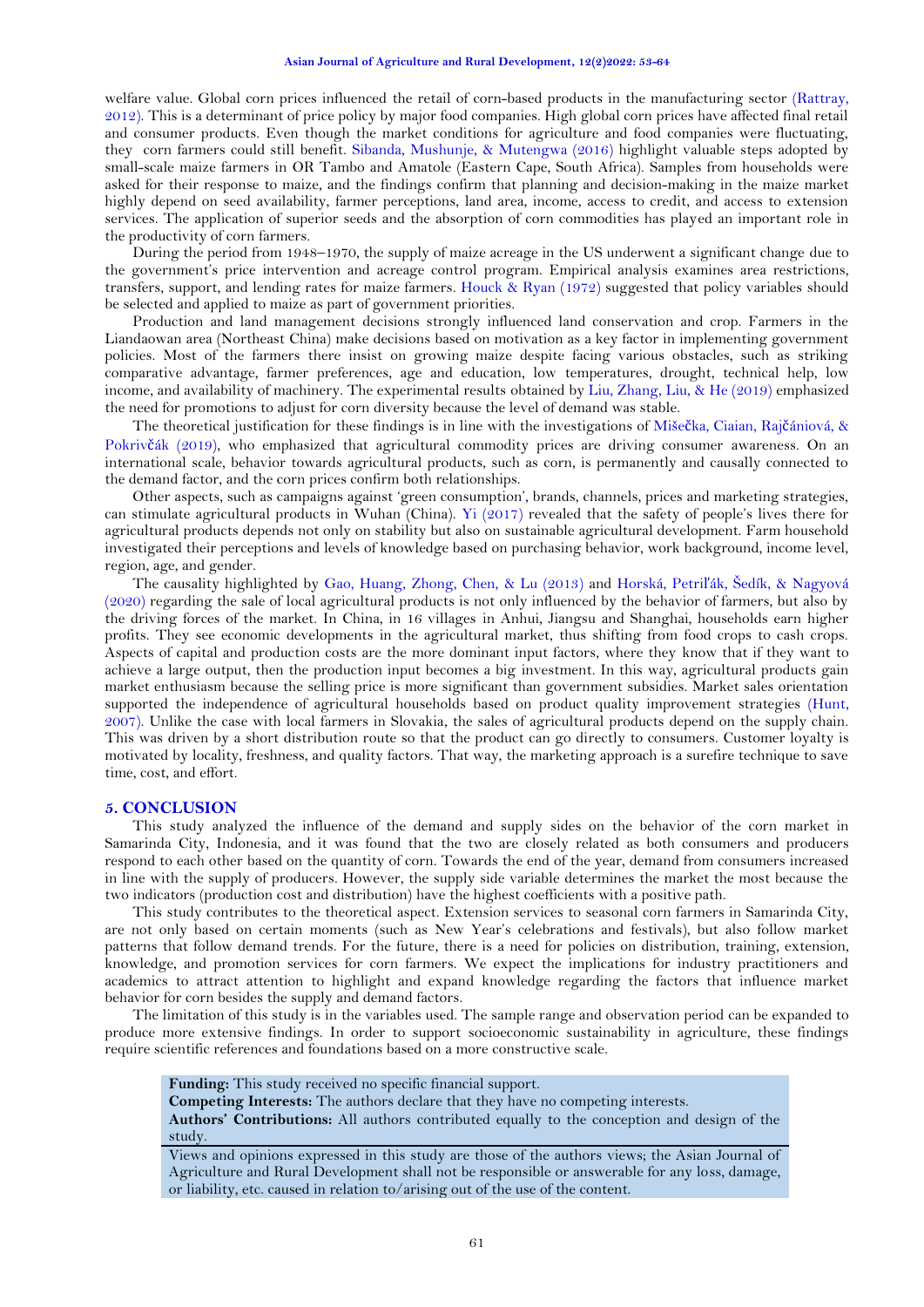welfare value. Global corn prices influenced the retail of corn-based products in the manufacturing sector (Rattray, 2012). This is a determinant of price policy by major food companies. High global corn prices have affected final retail and consumer products. Even though the market conditions for agriculture and food companies were fluctuating, they corn farmers could still benefit. Sibanda, Mushunje, & Mutengwa (2016) highlight valuable steps adopted by small-scale maize farmers in OR Tambo and Amatole (Eastern Cape, South Africa). Samples from households were asked for their response to maize, and the findings confirm that planning and decision-making in the maize market highly depend on seed availability, farmer perceptions, land area, income, access to credit, and access to extension services. The application of superior seeds and the absorption of corn commodities has played an important role in the productivity of corn farmers.

During the period from 1948–1970, the supply of maize acreage in the US underwent a significant change due to the government's price intervention and acreage control program. Empirical analysis examines area restrictions, transfers, support, and lending rates for maize farmers. Houck & Ryan (1972) suggested that policy variables should be selected and applied to maize as part of government priorities.

Production and land management decisions strongly influenced land conservation and crop. Farmers in the Liandaowan area (Northeast China) make decisions based on motivation as a key factor in implementing government policies. Most of the farmers there insist on growing maize despite facing various obstacles, such as striking comparative advantage, farmer preferences, age and education, low temperatures, drought, technical help, low income, and availability of machinery. The experimental results obtained by Liu, Zhang, Liu, & He (2019) emphasized the need for promotions to adjust for corn diversity because the level of demand was stable.

The theoretical justification for these findings is in line with the investigations of Mišečka, Ciaian, Rajčániová, & Pokrivčák (2019), who emphasized that agricultural commodity prices are driving consumer awareness. On an international scale, behavior towards agricultural products, such as corn, is permanently and causally connected to the demand factor, and the corn prices confirm both relationships.

Other aspects, such as campaigns against 'green consumption', brands, channels, prices and marketing strategies, can stimulate agricultural products in Wuhan (China). Yi (2017) revealed that the safety of people's lives there for agricultural products depends not only on stability but also on sustainable agricultural development. Farm household investigated their perceptions and levels of knowledge based on purchasing behavior, work background, income level, region, age, and gender.

The causality highlighted by Gao, Huang, Zhong, Chen, & Lu (2013) and Horská, Petriľák, Šedík, & Nagyová (2020) regarding the sale of local agricultural products is not only influenced by the behavior of farmers, but also by the driving forces of the market. In China, in 16 villages in Anhui, Jiangsu and Shanghai, households earn higher profits. They see economic developments in the agricultural market, thus shifting from food crops to cash crops. Aspects of capital and production costs are the more dominant input factors, where they know that if they want to achieve a large output, then the production input becomes a big investment. In this way, agricultural products gain market enthusiasm because the selling price is more significant than government subsidies. Market sales orientation supported the independence of agricultural households based on product quality improvement strategies (Hunt, 2007). Unlike the case with local farmers in Slovakia, the sales of agricultural products depend on the supply chain. This was driven by a short distribution route so that the product can go directly to consumers. Customer loyalty is motivated by locality, freshness, and quality factors. That way, the marketing approach is a surefire technique to save time, cost, and effort.

## 5. CONCLUSION

This study analyzed the influence of the demand and supply sides on the behavior of the corn market in Samarinda City, Indonesia, and it was found that the two are closely related as both consumers and producers respond to each other based on the quantity of corn. Towards the end of the year, demand from consumers increased in line with the supply of producers. However, the supply side variable determines the market the most because the two indicators (production cost and distribution) have the highest coefficients with a positive path.

This study contributes to the theoretical aspect. Extension services to seasonal corn farmers in Samarinda City, are not only based on certain moments (such as New Year's celebrations and festivals), but also follow market patterns that follow demand trends. For the future, there is a need for policies on distribution, training, extension, knowledge, and promotion services for corn farmers. We expect the implications for industry practitioners and academics to attract attention to highlight and expand knowledge regarding the factors that influence market behavior for corn besides the supply and demand factors.

The limitation of this study is in the variables used. The sample range and observation period can be expanded to produce more extensive findings. In order to support socioeconomic sustainability in agriculture, these findings require scientific references and foundations based on a more constructive scale.

**Funding:** This study received no specific financial support.
**Competing Interests:** The authors declare that they have no competing interests.
**Authors' Contributions:** All authors contributed equally to the conception and design of the study.

Views and opinions expressed in this study are those of the authors views; the Asian Journal of Agriculture and Rural Development shall not be responsible or answerable for any loss, damage, or liability, etc. caused in relation to/arising out of the use of the content.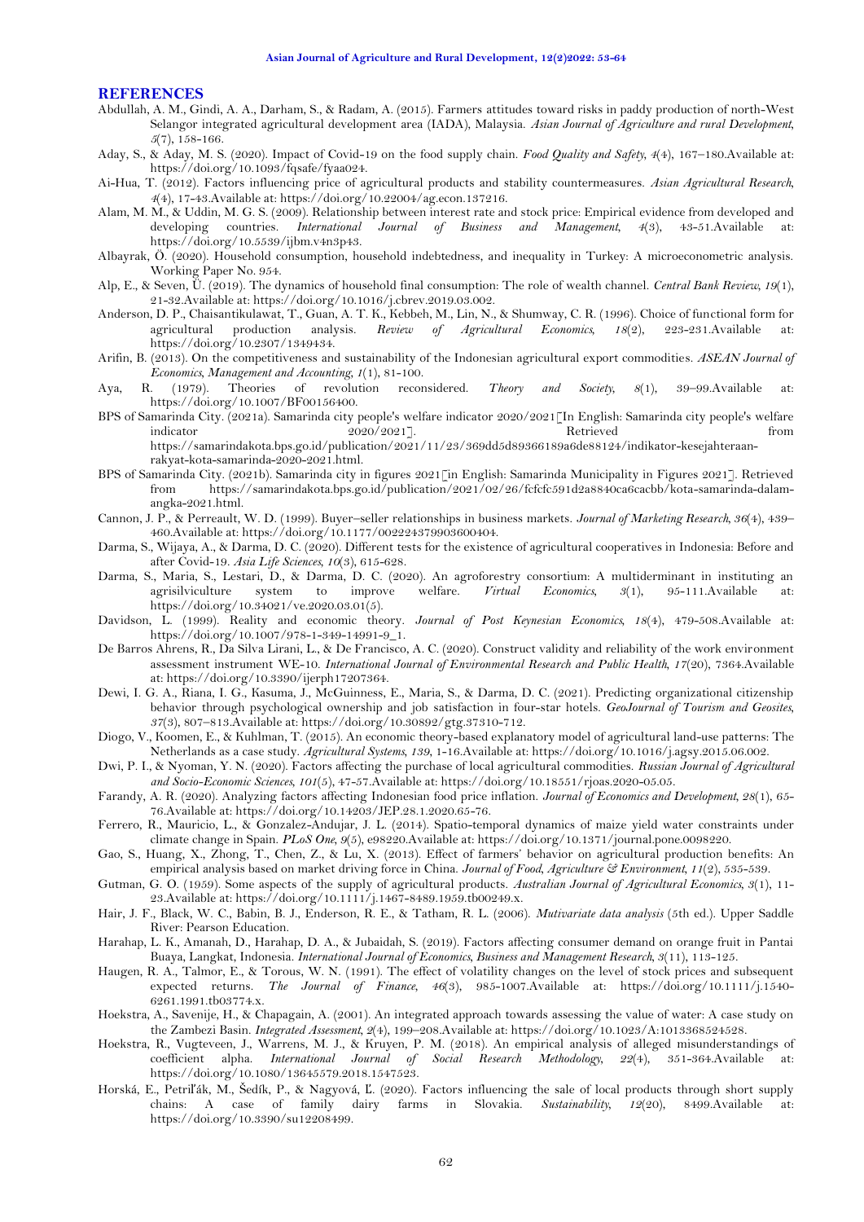## REFERENCES

Abdullah, A. M., Gindi, A. A., Darham, S., & Radam, A. (2015). Farmers attitudes toward risks in paddy production of north-West Selangor integrated agricultural development area (IADA), Malaysia. *Asian Journal of Agriculture and rural Development*, *5*(7), 158-166.

Aday, S., & Aday, M. S. (2020). Impact of Covid-19 on the food supply chain. *Food Quality and Safety*, *4*(4), 167–180.Available at: https://doi.org/10.1093/fqsafe/fyaa024.

Ai-Hua, T. (2012). Factors influencing price of agricultural products and stability countermeasures. *Asian Agricultural Research*, *4*(4), 17-43.Available at: https://doi.org/10.22004/ag.econ.137216.

Alam, M. M., & Uddin, M. G. S. (2009). Relationship between interest rate and stock price: Empirical evidence from developed and developing countries. *International Journal of Business and Management*, *4*(3), 43-51.Available at: https://doi.org/10.5539/ijbm.v4n3p43.

Albayrak, Ö. (2020). Household consumption, household indebtedness, and inequality in Turkey: A microeconometric analysis. Working Paper No. 954.

Alp, E., & Seven, Ü. (2019). The dynamics of household final consumption: The role of wealth channel. *Central Bank Review*, *19*(1), 21-32.Available at: https://doi.org/10.1016/j.cbrev.2019.03.002.

Anderson, D. P., Chaisantikulawat, T., Guan, A. T. K., Kebbeh, M., Lin, N., & Shumway, C. R. (1996). Choice of functional form for agricultural production analysis. *Review of Agricultural Economics*, *18*(2), 223-231.Available at: https://doi.org/10.2307/1349434.

Arifin, B. (2013). On the competitiveness and sustainability of the Indonesian agricultural export commodities. *ASEAN Journal of Economics, Management and Accounting*, *1*(1), 81-100.

Aya, R. (1979). Theories of revolution reconsidered. *Theory and Society*, *8*(1), 39–99.Available at: https://doi.org/10.1007/BF00156400.

BPS of Samarinda City. (2021a). Samarinda city people's welfare indicator 2020/2021 [In English: Samarinda city people's welfare indicator 2020/2021]. Retrieved from https://samarindakota.bps.go.id/publication/2021/11/23/369dd5d89366189a6de88124/indikator-kesejahteraan-rakyat-kota-samarinda-2020-2021.html.

BPS of Samarinda City. (2021b). Samarinda city in figures 2021 [in English: Samarinda Municipality in Figures 2021]. Retrieved from https://samarindakota.bps.go.id/publication/2021/02/26/fcfcfc591d2a8840ca6cacbb/kota-samarinda-dalam-angka-2021.html.

Cannon, J. P., & Perreault, W. D. (1999). Buyer–seller relationships in business markets. *Journal of Marketing Research*, *36*(4), 439–460.Available at: https://doi.org/10.1177/002224379903600404.

Darma, S., Wijaya, A., & Darma, D. C. (2020). Different tests for the existence of agricultural cooperatives in Indonesia: Before and after Covid-19. *Asia Life Sciences*, *10*(3), 615-628.

Darma, S., Maria, S., Lestari, D., & Darma, D. C. (2020). An agroforestry consortium: A multiderminant in instituting an agrisilviculture system to improve welfare. *Virtual Economics*, *3*(1), 95-111.Available at: https://doi.org/10.34021/ve.2020.03.01(5).

Davidson, L. (1999). Reality and economic theory. *Journal of Post Keynesian Economics*, *18*(4), 479-508.Available at: https://doi.org/10.1007/978-1-349-14991-9_1.

De Barros Ahrens, R., Da Silva Lirani, L., & De Francisco, A. C. (2020). Construct validity and reliability of the work environment assessment instrument WE-10. *International Journal of Environmental Research and Public Health*, *17*(20), 7364.Available at: https://doi.org/10.3390/ijerph17207364.

Dewi, I. G. A., Riana, I. G., Kasuma, J., McGuinness, E., Maria, S., & Darma, D. C. (2021). Predicting organizational citizenship behavior through psychological ownership and job satisfaction in four-star hotels. *GeoJournal of Tourism and Geosites*, *37*(3), 807–813.Available at: https://doi.org/10.30892/gtg.37310-712.

Diogo, V., Koomen, E., & Kuhlman, T. (2015). An economic theory-based explanatory model of agricultural land-use patterns: The Netherlands as a case study. *Agricultural Systems*, *139*, 1-16.Available at: https://doi.org/10.1016/j.agsy.2015.06.002.

Dwi, P. I., & Nyoman, Y. N. (2020). Factors affecting the purchase of local agricultural commodities. *Russian Journal of Agricultural and Socio-Economic Sciences*, *101*(5), 47-57.Available at: https://doi.org/10.18551/rjoas.2020-05.05.

Farandy, A. R. (2020). Analyzing factors affecting Indonesian food price inflation. *Journal of Economics and Development*, *28*(1), 65-76.Available at: https://doi.org/10.14203/JEP.28.1.2020.65-76.

Ferrero, R., Mauricio, L., & Gonzalez-Andujar, J. L. (2014). Spatio-temporal dynamics of maize yield water constraints under climate change in Spain. *PLoS One*, *9*(5), e98220.Available at: https://doi.org/10.1371/journal.pone.0098220.

Gao, S., Huang, X., Zhong, T., Chen, Z., & Lu, X. (2013). Effect of farmers' behavior on agricultural production benefits: An empirical analysis based on market driving force in China. *Journal of Food, Agriculture & Environment*, *11*(2), 535-539.

Gutman, G. O. (1959). Some aspects of the supply of agricultural products. *Australian Journal of Agricultural Economics*, *3*(1), 11-23.Available at: https://doi.org/10.1111/j.1467-8489.1959.tb00249.x.

Hair, J. F., Black, W. C., Babin, B. J., Enderson, R. E., & Tatham, R. L. (2006). *Mutivariate data analysis* (5th ed.). Upper Saddle River: Pearson Education.

Harahap, L. K., Amanah, D., Harahap, D. A., & Jubaidah, S. (2019). Factors affecting consumer demand on orange fruit in Pantai Buaya, Langkat, Indonesia. *International Journal of Economics, Business and Management Research*, *3*(11), 113-125.

Haugen, R. A., Talmor, E., & Torous, W. N. (1991). The effect of volatility changes on the level of stock prices and subsequent expected returns. *The Journal of Finance*, *46*(3), 985-1007.Available at: https://doi.org/10.1111/j.1540-6261.1991.tb03774.x.

Hoekstra, A., Savenije, H., & Chapagain, A. (2001). An integrated approach towards assessing the value of water: A case study on the Zambezi Basin. *Integrated Assessment*, *2*(4), 199–208.Available at: https://doi.org/10.1023/A:1013368524528.

Hoekstra, R., Vugteveen, J., Warrens, M. J., & Kruyen, P. M. (2018). An empirical analysis of alleged misunderstandings of coefficient alpha. *International Journal of Social Research Methodology*, *22*(4), 351-364.Available at: https://doi.org/10.1080/13645579.2018.1547523.

Horská, E., Petriľák, M., Šedík, P., & Nagyová, Ľ. (2020). Factors influencing the sale of local products through short supply chains: A case of family dairy farms in Slovakia. *Sustainability*, *12*(20), 8499.Available at: https://doi.org/10.3390/su12208499.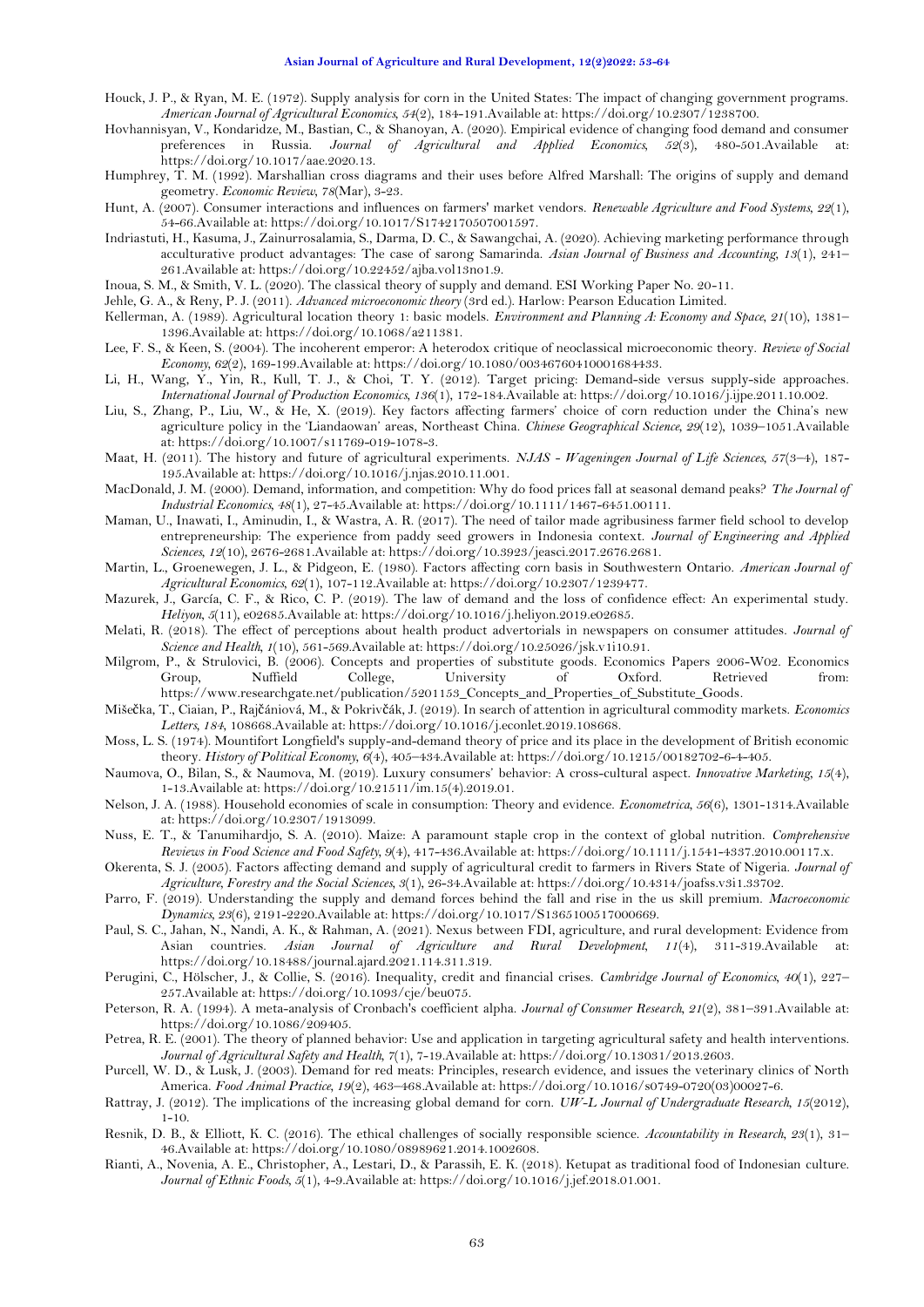Houck, J. P., & Ryan, M. E. (1972). Supply analysis for corn in the United States: The impact of changing government programs. *American Journal of Agricultural Economics, 54*(2), 184-191.Available at: https://doi.org/10.2307/1238700.

Hovhannisyan, V., Kondaridze, M., Bastian, C., & Shanoyan, A. (2020). Empirical evidence of changing food demand and consumer preferences in Russia. *Journal of Agricultural and Applied Economics, 52*(3), 480-501.Available at: https://doi.org/10.1017/aae.2020.13.

Humphrey, T. M. (1992). Marshallian cross diagrams and their uses before Alfred Marshall: The origins of supply and demand geometry. *Economic Review, 78*(Mar), 3-23.

Hunt, A. (2007). Consumer interactions and influences on farmers' market vendors. *Renewable Agriculture and Food Systems, 22*(1), 54-66.Available at: https://doi.org/10.1017/S1742170507001597.

Indriastuti, H., Kasuma, J., Zainurrosalamia, S., Darma, D. C., & Sawangchai, A. (2020). Achieving marketing performance through acculturative product advantages: The case of sarong Samarinda. *Asian Journal of Business and Accounting, 13*(1), 241–261.Available at: https://doi.org/10.22452/ajba.vol13no1.9.

Inoua, S. M., & Smith, V. L. (2020). The classical theory of supply and demand. ESI Working Paper No. 20-11.

Jehle, G. A., & Reny, P. J. (2011). *Advanced microeconomic theory* (3rd ed.). Harlow: Pearson Education Limited.

Kellerman, A. (1989). Agricultural location theory 1: basic models. *Environment and Planning A: Economy and Space, 21*(10), 1381–1396.Available at: https://doi.org/10.1068/a211381.

Lee, F. S., & Keen, S. (2004). The incoherent emperor: A heterodox critique of neoclassical microeconomic theory. *Review of Social Economy, 62*(2), 169-199.Available at: https://doi.org/10.1080/00346760410001684433.

Li, H., Wang, Y., Yin, R., Kull, T. J., & Choi, T. Y. (2012). Target pricing: Demand-side versus supply-side approaches. *International Journal of Production Economics, 136*(1), 172-184.Available at: https://doi.org/10.1016/j.ijpe.2011.10.002.

Liu, S., Zhang, P., Liu, W., & He, X. (2019). Key factors affecting farmers' choice of corn reduction under the China's new agriculture policy in the 'Liandaowan' areas, Northeast China. *Chinese Geographical Science, 29*(12), 1039–1051.Available at: https://doi.org/10.1007/s11769-019-1078-3.

Maat, H. (2011). The history and future of agricultural experiments. *NJAS - Wageningen Journal of Life Sciences, 57*(3–4), 187-195.Available at: https://doi.org/10.1016/j.njas.2010.11.001.

MacDonald, J. M. (2000). Demand, information, and competition: Why do food prices fall at seasonal demand peaks? *The Journal of Industrial Economics, 48*(1), 27-45.Available at: https://doi.org/10.1111/1467-6451.00111.

Maman, U., Inawati, I., Aminudin, I., & Wastra, A. R. (2017). The need of tailor made agribusiness farmer field school to develop entrepreneurship: The experience from paddy seed growers in Indonesia context. *Journal of Engineering and Applied Sciences, 12*(10), 2676-2681.Available at: https://doi.org/10.3923/jeasci.2017.2676.2681.

Martin, L., Groenewegen, J. L., & Pidgeon, E. (1980). Factors affecting corn basis in Southwestern Ontario. *American Journal of Agricultural Economics, 62*(1), 107-112.Available at: https://doi.org/10.2307/1239477.

Mazurek, J., García, C. F., & Rico, C. P. (2019). The law of demand and the loss of confidence effect: An experimental study. *Heliyon, 5*(11), e02685.Available at: https://doi.org/10.1016/j.heliyon.2019.e02685.

Melati, R. (2018). The effect of perceptions about health product advertorials in newspapers on consumer attitudes. *Journal of Science and Health, 1*(10), 561-569.Available at: https://doi.org/10.25026/jsk.v1i10.91.

Milgrom, P., & Strulovici, B. (2006). Concepts and properties of substitute goods. Economics Papers 2006-W02. Economics Group, Nuffield College, University of Oxford. Retrieved from: https://www.researchgate.net/publication/5201153_Concepts_and_Properties_of_Substitute_Goods.

Mišečka, T., Ciaian, P., Rajčániová, M., & Pokrivčák, J. (2019). In search of attention in agricultural commodity markets. *Economics Letters, 184*, 108668.Available at: https://doi.org/10.1016/j.econlet.2019.108668.

Moss, L. S. (1974). Mountifort Longfield's supply-and-demand theory of price and its place in the development of British economic theory. *History of Political Economy, 6*(4), 405–434.Available at: https://doi.org/10.1215/00182702-6-4-405.

Naumova, O., Bilan, S., & Naumova, M. (2019). Luxury consumers' behavior: A cross-cultural aspect. *Innovative Marketing, 15*(4), 1-13.Available at: https://doi.org/10.21511/im.15(4).2019.01.

Nelson, J. A. (1988). Household economies of scale in consumption: Theory and evidence. *Econometrica, 56*(6), 1301-1314.Available at: https://doi.org/10.2307/1913099.

Nuss, E. T., & Tanumihardjo, S. A. (2010). Maize: A paramount staple crop in the context of global nutrition. *Comprehensive Reviews in Food Science and Food Safety, 9*(4), 417-436.Available at: https://doi.org/10.1111/j.1541-4337.2010.00117.x.

Okerenta, S. J. (2005). Factors affecting demand and supply of agricultural credit to farmers in Rivers State of Nigeria. *Journal of Agriculture, Forestry and the Social Sciences, 3*(1), 26-34.Available at: https://doi.org/10.4314/joafss.v3i1.33702.

Parro, F. (2019). Understanding the supply and demand forces behind the fall and rise in the us skill premium. *Macroeconomic Dynamics, 23*(6), 2191-2220.Available at: https://doi.org/10.1017/S1365100517000669.

Paul, S. C., Jahan, N., Nandi, A. K., & Rahman, A. (2021). Nexus between FDI, agriculture, and rural development: Evidence from Asian countries. *Asian Journal of Agriculture and Rural Development, 11*(4), 311-319.Available at: https://doi.org/10.18488/journal.ajard.2021.114.311.319.

Perugini, C., Hölscher, J., & Collie, S. (2016). Inequality, credit and financial crises. *Cambridge Journal of Economics, 40*(1), 227–257.Available at: https://doi.org/10.1093/cje/beu075.

Peterson, R. A. (1994). A meta-analysis of Cronbach's coefficient alpha. *Journal of Consumer Research, 21*(2), 381–391.Available at: https://doi.org/10.1086/209405.

Petrea, R. E. (2001). The theory of planned behavior: Use and application in targeting agricultural safety and health interventions. *Journal of Agricultural Safety and Health, 7*(1), 7-19.Available at: https://doi.org/10.13031/2013.2603.

Purcell, W. D., & Lusk, J. (2003). Demand for red meats: Principles, research evidence, and issues the veterinary clinics of North America. *Food Animal Practice, 19*(2), 463–468.Available at: https://doi.org/10.1016/s0749-0720(03)00027-6.

Rattray, J. (2012). The implications of the increasing global demand for corn. *UW-L Journal of Undergraduate Research, 15*(2012), 1-10.

Resnik, D. B., & Elliott, K. C. (2016). The ethical challenges of socially responsible science. *Accountability in Research, 23*(1), 31–46.Available at: https://doi.org/10.1080/08989621.2014.1002608.

Rianti, A., Novenia, A. E., Christopher, A., Lestari, D., & Parassih, E. K. (2018). Ketupat as traditional food of Indonesian culture. *Journal of Ethnic Foods, 5*(1), 4-9.Available at: https://doi.org/10.1016/j.jef.2018.01.001.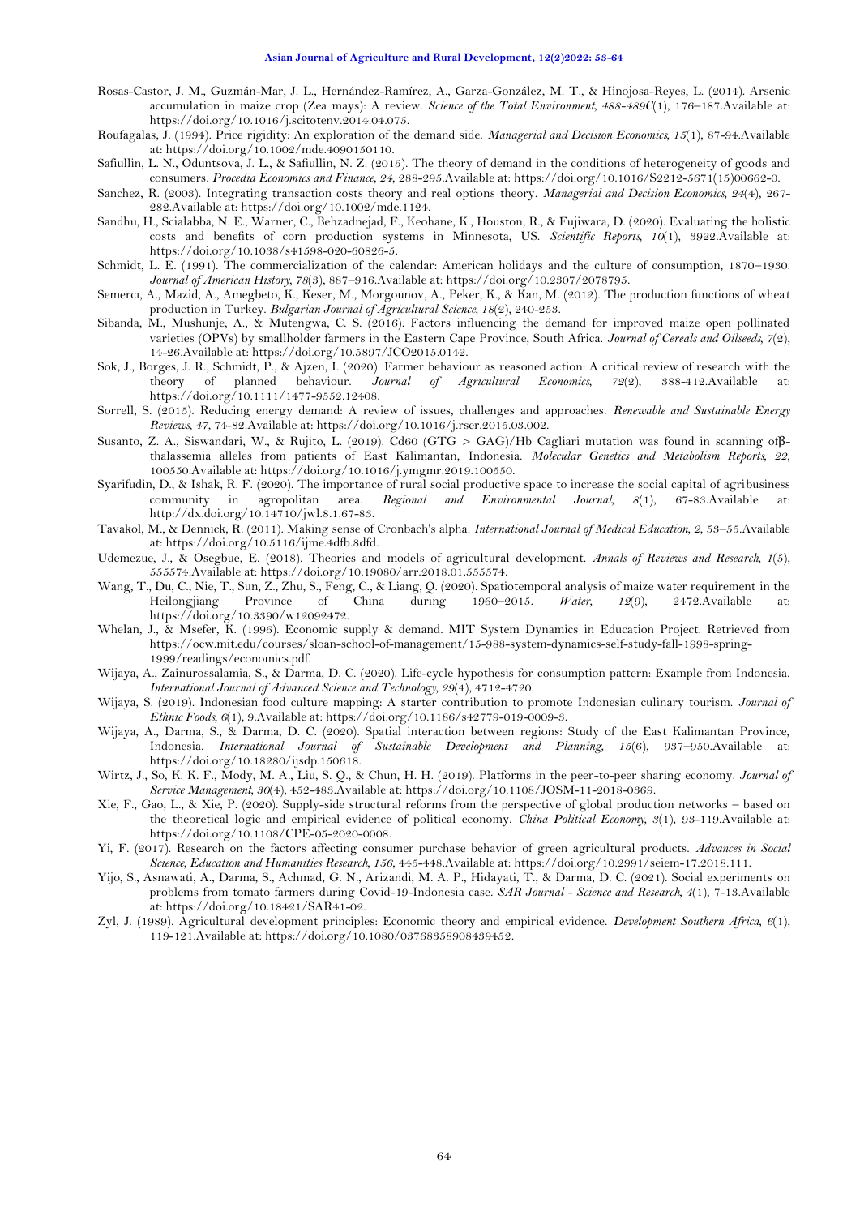Rosas-Castor, J. M., Guzmán-Mar, J. L., Hernández-Ramírez, A., Garza-González, M. T., & Hinojosa-Reyes, L. (2014). Arsenic accumulation in maize crop (Zea mays): A review. *Science of the Total Environment, 488-489C*(1), 176–187.Available at: https://doi.org/10.1016/j.scitotenv.2014.04.075.

Roufagalas, J. (1994). Price rigidity: An exploration of the demand side. *Managerial and Decision Economics, 15*(1), 87-94.Available at: https://doi.org/10.1002/mde.4090150110.

Safiullin, L. N., Oduntsova, J. L., & Safiullin, N. Z. (2015). The theory of demand in the conditions of heterogeneity of goods and consumers. *Procedia Economics and Finance, 24*, 288-295.Available at: https://doi.org/10.1016/S2212-5671(15)00662-0.

Sanchez, R. (2003). Integrating transaction costs theory and real options theory. *Managerial and Decision Economics, 24*(4), 267-282.Available at: https://doi.org/10.1002/mde.1124.

Sandhu, H., Scialabba, N. E., Warner, C., Behzadnejad, F., Keohane, K., Houston, R., & Fujiwara, D. (2020). Evaluating the holistic costs and benefits of corn production systems in Minnesota, US. *Scientific Reports, 10*(1), 3922.Available at: https://doi.org/10.1038/s41598-020-60826-5.

Schmidt, L. E. (1991). The commercialization of the calendar: American holidays and the culture of consumption, 1870–1930. *Journal of American History, 78*(3), 887–916.Available at: https://doi.org/10.2307/2078795.

Semercı, A., Mazid, A., Amegbeto, K., Keser, M., Morgounov, A., Peker, K., & Kan, M. (2012). The production functions of wheat production in Turkey. *Bulgarian Journal of Agricultural Science, 18*(2), 240-253.

Sibanda, M., Mushunje, A., & Mutengwa, C. S. (2016). Factors influencing the demand for improved maize open pollinated varieties (OPVs) by smallholder farmers in the Eastern Cape Province, South Africa. *Journal of Cereals and Oilseeds, 7*(2), 14-26.Available at: https://doi.org/10.5897/JCO2015.0142.

Sok, J., Borges, J. R., Schmidt, P., & Ajzen, I. (2020). Farmer behaviour as reasoned action: A critical review of research with the theory of planned behaviour. *Journal of Agricultural Economics, 72*(2), 388-412.Available at: https://doi.org/10.1111/1477-9552.12408.

Sorrell, S. (2015). Reducing energy demand: A review of issues, challenges and approaches. *Renewable and Sustainable Energy Reviews, 47*, 74-82.Available at: https://doi.org/10.1016/j.rser.2015.03.002.

Susanto, Z. A., Siswandari, W., & Rujito, L. (2019). Cd60 (GTG > GAG)/Hb Cagliari mutation was found in scanning ofβ-thalassemia alleles from patients of East Kalimantan, Indonesia. *Molecular Genetics and Metabolism Reports, 22*, 100550.Available at: https://doi.org/10.1016/j.ymgmr.2019.100550.

Syarifudin, D., & Ishak, R. F. (2020). The importance of rural social productive space to increase the social capital of agribusiness community in agropolitan area. *Regional and Environmental Journal, 8*(1), 67-83.Available at: http://dx.doi.org/10.14710/jwl.8.1.67-83.

Tavakol, M., & Dennick, R. (2011). Making sense of Cronbach's alpha. *International Journal of Medical Education, 2*, 53–55.Available at: https://doi.org/10.5116/ijme.4dfb.8dfd.

Udemezue, J., & Osegbue, E. (2018). Theories and models of agricultural development. *Annals of Reviews and Research, 1*(5), 555574.Available at: https://doi.org/10.19080/arr.2018.01.555574.

Wang, T., Du, C., Nie, T., Sun, Z., Zhu, S., Feng, C., & Liang, Q. (2020). Spatiotemporal analysis of maize water requirement in the Heilongjiang Province of China during 1960–2015. *Water, 12*(9), 2472.Available at: https://doi.org/10.3390/w12092472.

Whelan, J., & Msefer, K. (1996). Economic supply & demand. MIT System Dynamics in Education Project. Retrieved from https://ocw.mit.edu/courses/sloan-school-of-management/15-988-system-dynamics-self-study-fall-1998-spring-1999/readings/economics.pdf.

Wijaya, A., Zainurossalamia, S., & Darma, D. C. (2020). Life-cycle hypothesis for consumption pattern: Example from Indonesia. *International Journal of Advanced Science and Technology, 29*(4), 4712-4720.

Wijaya, S. (2019). Indonesian food culture mapping: A starter contribution to promote Indonesian culinary tourism. *Journal of Ethnic Foods, 6*(1), 9.Available at: https://doi.org/10.1186/s42779-019-0009-3.

Wijaya, A., Darma, S., & Darma, D. C. (2020). Spatial interaction between regions: Study of the East Kalimantan Province, Indonesia. *International Journal of Sustainable Development and Planning, 15*(6), 937–950.Available at: https://doi.org/10.18280/ijsdp.150618.

Wirtz, J., So, K. K. F., Mody, M. A., Liu, S. Q., & Chun, H. H. (2019). Platforms in the peer-to-peer sharing economy. *Journal of Service Management, 30*(4), 452-483.Available at: https://doi.org/10.1108/JOSM-11-2018-0369.

Xie, F., Gao, L., & Xie, P. (2020). Supply-side structural reforms from the perspective of global production networks – based on the theoretical logic and empirical evidence of political economy. *China Political Economy, 3*(1), 93-119.Available at: https://doi.org/10.1108/CPE-05-2020-0008.

Yi, F. (2017). Research on the factors affecting consumer purchase behavior of green agricultural products. *Advances in Social Science, Education and Humanities Research, 156*, 445-448.Available at: https://doi.org/10.2991/seiem-17.2018.111.

Yijo, S., Asnawati, A., Darma, S., Achmad, G. N., Arizandi, M. A. P., Hidayati, T., & Darma, D. C. (2021). Social experiments on problems from tomato farmers during Covid-19-Indonesia case. *SAR Journal - Science and Research, 4*(1), 7-13.Available at: https://doi.org/10.18421/SAR41-02.

Zyl, J. (1989). Agricultural development principles: Economic theory and empirical evidence. *Development Southern Africa, 6*(1), 119-121.Available at: https://doi.org/10.1080/03768358908439452.